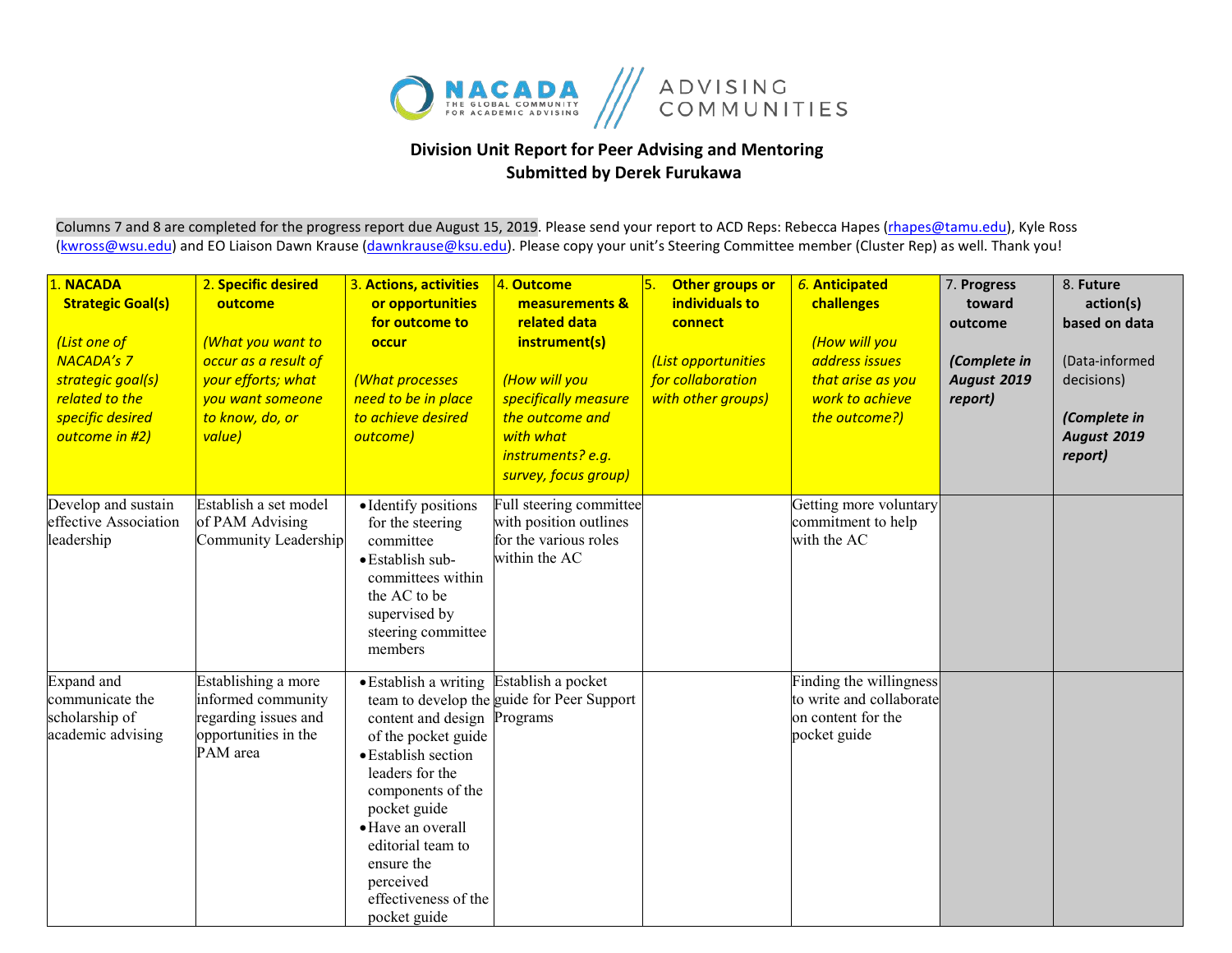**Division Unit Report for Peer Advising and Mentoring**
**Submitted by Derek Furukawa**

Columns 7 and 8 are completed for the progress report due August 15, 2019. Please send your report to ACD Reps: Rebecca Hapes (rhapes@tamu.edu), Kyle Ross (kwross@wsu.edu) and EO Liaison Dawn Krause (dawnkrause@ksu.edu). Please copy your unit's Steering Committee member (Cluster Rep) as well. Thank you!

| 1. **NACADA Strategic Goal(s)** *(List one of NACADA's 7 strategic goal(s) related to the specific desired outcome in #2)* | 2. **Specific desired outcome** *(What you want to occur as a result of your efforts; what you want someone to know, do, or value)* | 3. **Actions, activities or opportunities for outcome to occur** *(What processes need to be in place to achieve desired outcome)* | 4. **Outcome measurements & related data instrument(s)** *(How will you specifically measure the outcome and with what instruments? e.g. survey, focus group)* | 5. **Other groups or individuals to connect** *(List opportunities for collaboration with other groups)* | 6. **Anticipated challenges** *(How will you address issues that arise as you work to achieve the outcome?)* | 7. **Progress toward outcome** ***(Complete in August 2019 report)*** | 8. **Future action(s) based on data** (Data-informed decisions) ***(Complete in August 2019 report)*** |
|---|---|---|---|---|---|---|---|
| Develop and sustain effective Association leadership | Establish a set model of PAM Advising Community Leadership | • Identify positions for the steering committee<br>• Establish sub-committees within the AC to be supervised by steering committee members | Full steering committee with position outlines for the various roles within the AC | | Getting more voluntary commitment to help with the AC | | |
| Expand and communicate the scholarship of academic advising | Establishing a more informed community regarding issues and opportunities in the PAM area | • Establish a writing team to develop the content and design of the pocket guide<br>• Establish section leaders for the components of the pocket guide<br>• Have an overall editorial team to ensure the perceived effectiveness of the pocket guide | Establish a pocket guide for Peer Support Programs | | Finding the willingness to write and collaborate on content for the pocket guide | | |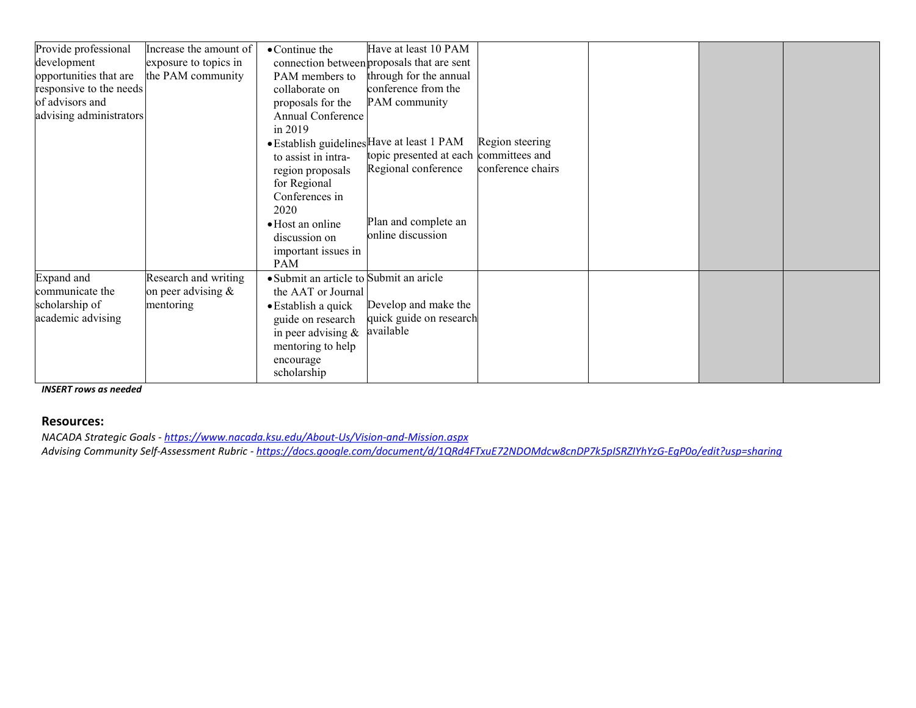| | | | | | | | |
|---|---|---|---|---|---|---|---|
| Provide professional development opportunities that are responsive to the needs of advisors and advising administrators | Increase the amount of exposure to topics in the PAM community | • Continue the connection between PAM members to collaborate on proposals for the Annual Conference in 2019<br>• Establish guidelines to assist in intra-region proposals for Regional Conferences in 2020<br>• Host an online discussion on important issues in PAM | Have at least 10 PAM proposals that are sent through for the annual conference from the PAM community<br><br>Have at least 1 PAM topic presented at each Regional conference<br><br>Plan and complete an online discussion | <br><br><br><br>Region steering committees and conference chairs | | | |
| Expand and communicate the scholarship of academic advising | Research and writing on peer advising & mentoring | • Submit an article to the AAT or Journal<br>• Establish a quick guide on research in peer advising & mentoring to help encourage scholarship | Submit an aricle<br><br>Develop and make the quick guide on research available | | | | |

***INSERT rows as needed***

## Resources:

*NACADA Strategic Goals - https://www.nacada.ksu.edu/About-Us/Vision-and-Mission.aspx*

*Advising Community Self-Assessment Rubric - https://docs.google.com/document/d/1QRd4FTxuE72NDOMdcw8cnDP7k5pISRZIYhYzG-EgP0o/edit?usp=sharing*